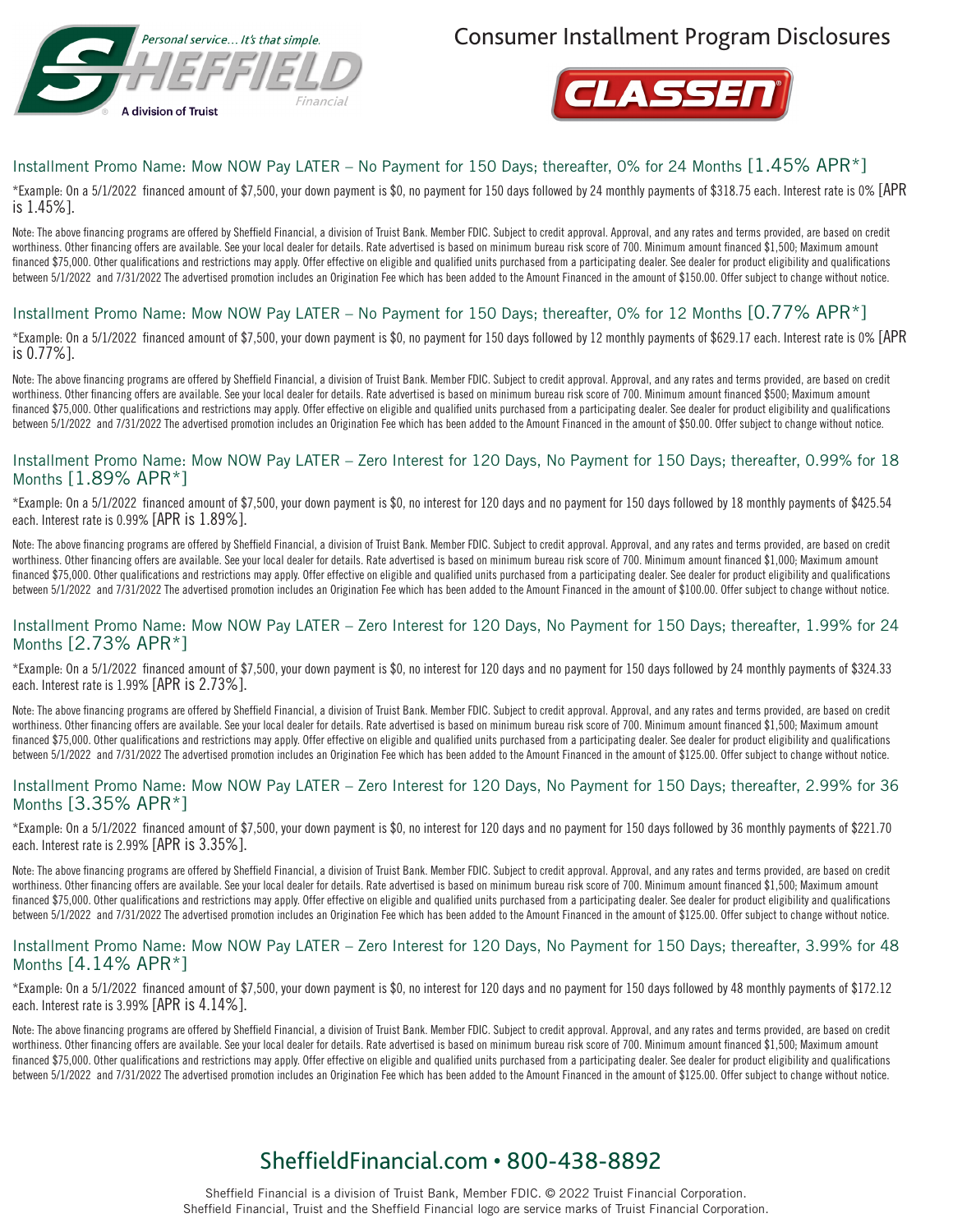Personal service... It's that simple.

SHEFFIELD Financial

A division of Truist

# Consumer Installment Program Disclosures

CLASSEN

## Installment Promo Name: Mow NOW Pay LATER – No Payment for 150 Days; thereafter, 0% for 24 Months [1.45% APR*]

*Example: On a 5/1/2022 financed amount of $7,500, your down payment is $0, no payment for 150 days followed by 24 monthly payments of $318.75 each. Interest rate is 0% [APR is 1.45%].

Note: The above financing programs are offered by Sheffield Financial, a division of Truist Bank. Member FDIC. Subject to credit approval. Approval, and any rates and terms provided, are based on credit worthiness. Other financing offers are available. See your local dealer for details. Rate advertised is based on minimum bureau risk score of 700. Minimum amount financed $1,500; Maximum amount financed $75,000. Other qualifications and restrictions may apply. Offer effective on eligible and qualified units purchased from a participating dealer. See dealer for product eligibility and qualifications between 5/1/2022 and 7/31/2022 The advertised promotion includes an Origination Fee which has been added to the Amount Financed in the amount of $150.00. Offer subject to change without notice.

## Installment Promo Name: Mow NOW Pay LATER – No Payment for 150 Days; thereafter, 0% for 12 Months [0.77% APR*]

*Example: On a 5/1/2022 financed amount of $7,500, your down payment is $0, no payment for 150 days followed by 12 monthly payments of $629.17 each. Interest rate is 0% [APR is 0.77%].

Note: The above financing programs are offered by Sheffield Financial, a division of Truist Bank. Member FDIC. Subject to credit approval. Approval, and any rates and terms provided, are based on credit worthiness. Other financing offers are available. See your local dealer for details. Rate advertised is based on minimum bureau risk score of 700. Minimum amount financed $500; Maximum amount financed $75,000. Other qualifications and restrictions may apply. Offer effective on eligible and qualified units purchased from a participating dealer. See dealer for product eligibility and qualifications between 5/1/2022 and 7/31/2022 The advertised promotion includes an Origination Fee which has been added to the Amount Financed in the amount of $50.00. Offer subject to change without notice.

## Installment Promo Name: Mow NOW Pay LATER – Zero Interest for 120 Days, No Payment for 150 Days; thereafter, 0.99% for 18 Months [1.89% APR*]

*Example: On a 5/1/2022 financed amount of $7,500, your down payment is $0, no interest for 120 days and no payment for 150 days followed by 18 monthly payments of $425.54 each. Interest rate is 0.99% [APR is 1.89%].

Note: The above financing programs are offered by Sheffield Financial, a division of Truist Bank. Member FDIC. Subject to credit approval. Approval, and any rates and terms provided, are based on credit worthiness. Other financing offers are available. See your local dealer for details. Rate advertised is based on minimum bureau risk score of 700. Minimum amount financed $1,000; Maximum amount financed $75,000. Other qualifications and restrictions may apply. Offer effective on eligible and qualified units purchased from a participating dealer. See dealer for product eligibility and qualifications between 5/1/2022 and 7/31/2022 The advertised promotion includes an Origination Fee which has been added to the Amount Financed in the amount of $100.00. Offer subject to change without notice.

## Installment Promo Name: Mow NOW Pay LATER – Zero Interest for 120 Days, No Payment for 150 Days; thereafter, 1.99% for 24 Months [2.73% APR*]

*Example: On a 5/1/2022 financed amount of $7,500, your down payment is $0, no interest for 120 days and no payment for 150 days followed by 24 monthly payments of $324.33 each. Interest rate is 1.99% [APR is 2.73%].

Note: The above financing programs are offered by Sheffield Financial, a division of Truist Bank. Member FDIC. Subject to credit approval. Approval, and any rates and terms provided, are based on credit worthiness. Other financing offers are available. See your local dealer for details. Rate advertised is based on minimum bureau risk score of 700. Minimum amount financed $1,500; Maximum amount financed $75,000. Other qualifications and restrictions may apply. Offer effective on eligible and qualified units purchased from a participating dealer. See dealer for product eligibility and qualifications between 5/1/2022 and 7/31/2022 The advertised promotion includes an Origination Fee which has been added to the Amount Financed in the amount of $125.00. Offer subject to change without notice.

## Installment Promo Name: Mow NOW Pay LATER – Zero Interest for 120 Days, No Payment for 150 Days; thereafter, 2.99% for 36 Months [3.35% APR*]

*Example: On a 5/1/2022 financed amount of $7,500, your down payment is $0, no interest for 120 days and no payment for 150 days followed by 36 monthly payments of $221.70 each. Interest rate is 2.99% [APR is 3.35%].

Note: The above financing programs are offered by Sheffield Financial, a division of Truist Bank. Member FDIC. Subject to credit approval. Approval, and any rates and terms provided, are based on credit worthiness. Other financing offers are available. See your local dealer for details. Rate advertised is based on minimum bureau risk score of 700. Minimum amount financed $1,500; Maximum amount financed $75,000. Other qualifications and restrictions may apply. Offer effective on eligible and qualified units purchased from a participating dealer. See dealer for product eligibility and qualifications between 5/1/2022 and 7/31/2022 The advertised promotion includes an Origination Fee which has been added to the Amount Financed in the amount of $125.00. Offer subject to change without notice.

## Installment Promo Name: Mow NOW Pay LATER – Zero Interest for 120 Days, No Payment for 150 Days; thereafter, 3.99% for 48 Months [4.14% APR*]

*Example: On a 5/1/2022 financed amount of $7,500, your down payment is $0, no interest for 120 days and no payment for 150 days followed by 48 monthly payments of $172.12 each. Interest rate is 3.99% [APR is 4.14%].

Note: The above financing programs are offered by Sheffield Financial, a division of Truist Bank. Member FDIC. Subject to credit approval. Approval, and any rates and terms provided, are based on credit worthiness. Other financing offers are available. See your local dealer for details. Rate advertised is based on minimum bureau risk score of 700. Minimum amount financed $1,500; Maximum amount financed $75,000. Other qualifications and restrictions may apply. Offer effective on eligible and qualified units purchased from a participating dealer. See dealer for product eligibility and qualifications between 5/1/2022 and 7/31/2022 The advertised promotion includes an Origination Fee which has been added to the Amount Financed in the amount of $125.00. Offer subject to change without notice.

**SheffieldFinancial.com • 800-438-8892**

Sheffield Financial is a division of Truist Bank, Member FDIC. © 2022 Truist Financial Corporation.
Sheffield Financial, Truist and the Sheffield Financial logo are service marks of Truist Financial Corporation.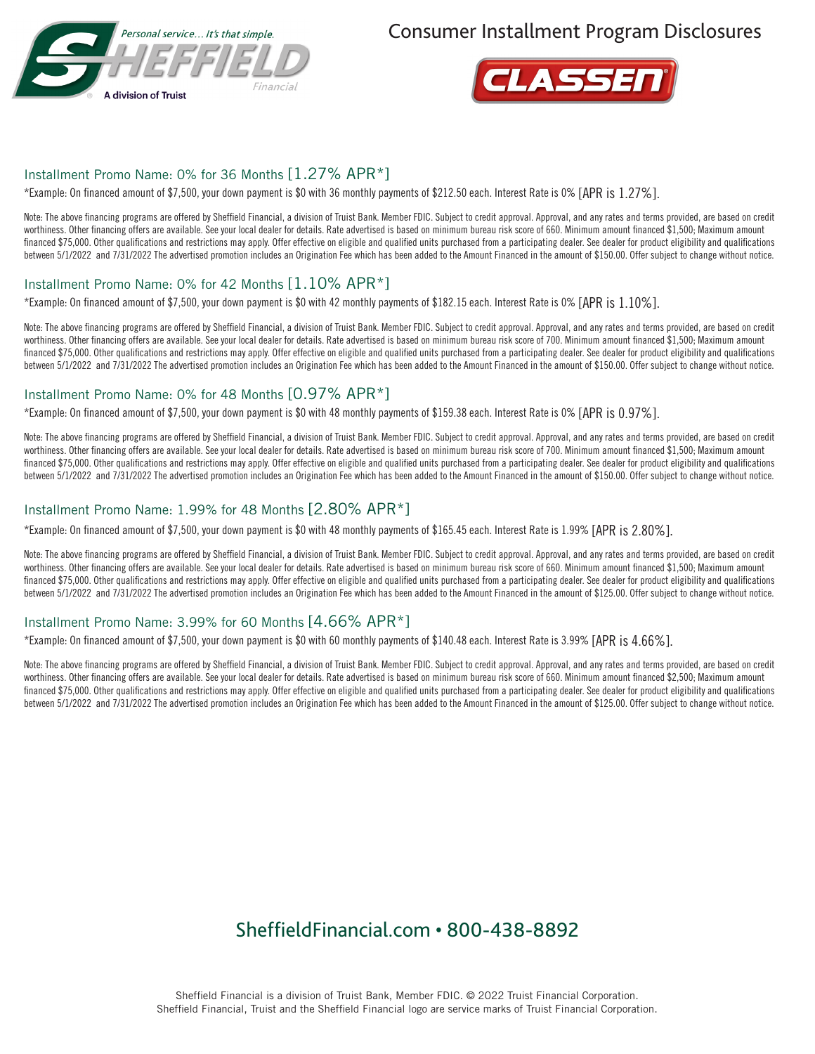# Consumer Installment Program Disclosures

## Installment Promo Name: 0% for 36 Months [1.27% APR*]

*Example: On financed amount of $7,500, your down payment is $0 with 36 monthly payments of $212.50 each. Interest Rate is 0% [APR is 1.27%].

Note: The above financing programs are offered by Sheffield Financial, a division of Truist Bank. Member FDIC. Subject to credit approval. Approval, and any rates and terms provided, are based on credit worthiness. Other financing offers are available. See your local dealer for details. Rate advertised is based on minimum bureau risk score of 660. Minimum amount financed $1,500; Maximum amount financed $75,000. Other qualifications and restrictions may apply. Offer effective on eligible and qualified units purchased from a participating dealer. See dealer for product eligibility and qualifications between 5/1/2022 and 7/31/2022 The advertised promotion includes an Origination Fee which has been added to the Amount Financed in the amount of $150.00. Offer subject to change without notice.

## Installment Promo Name: 0% for 42 Months [1.10% APR*]

*Example: On financed amount of $7,500, your down payment is $0 with 42 monthly payments of $182.15 each. Interest Rate is 0% [APR is 1.10%].

Note: The above financing programs are offered by Sheffield Financial, a division of Truist Bank. Member FDIC. Subject to credit approval. Approval, and any rates and terms provided, are based on credit worthiness. Other financing offers are available. See your local dealer for details. Rate advertised is based on minimum bureau risk score of 700. Minimum amount financed $1,500; Maximum amount financed $75,000. Other qualifications and restrictions may apply. Offer effective on eligible and qualified units purchased from a participating dealer. See dealer for product eligibility and qualifications between 5/1/2022 and 7/31/2022 The advertised promotion includes an Origination Fee which has been added to the Amount Financed in the amount of $150.00. Offer subject to change without notice.

## Installment Promo Name: 0% for 48 Months [0.97% APR*]

*Example: On financed amount of $7,500, your down payment is $0 with 48 monthly payments of $159.38 each. Interest Rate is 0% [APR is 0.97%].

Note: The above financing programs are offered by Sheffield Financial, a division of Truist Bank. Member FDIC. Subject to credit approval. Approval, and any rates and terms provided, are based on credit worthiness. Other financing offers are available. See your local dealer for details. Rate advertised is based on minimum bureau risk score of 700. Minimum amount financed $1,500; Maximum amount financed $75,000. Other qualifications and restrictions may apply. Offer effective on eligible and qualified units purchased from a participating dealer. See dealer for product eligibility and qualifications between 5/1/2022 and 7/31/2022 The advertised promotion includes an Origination Fee which has been added to the Amount Financed in the amount of $150.00. Offer subject to change without notice.

## Installment Promo Name: 1.99% for 48 Months [2.80% APR*]

*Example: On financed amount of $7,500, your down payment is $0 with 48 monthly payments of $165.45 each. Interest Rate is 1.99% [APR is 2.80%].

Note: The above financing programs are offered by Sheffield Financial, a division of Truist Bank. Member FDIC. Subject to credit approval. Approval, and any rates and terms provided, are based on credit worthiness. Other financing offers are available. See your local dealer for details. Rate advertised is based on minimum bureau risk score of 660. Minimum amount financed $1,500; Maximum amount financed $75,000. Other qualifications and restrictions may apply. Offer effective on eligible and qualified units purchased from a participating dealer. See dealer for product eligibility and qualifications between 5/1/2022 and 7/31/2022 The advertised promotion includes an Origination Fee which has been added to the Amount Financed in the amount of $125.00. Offer subject to change without notice.

## Installment Promo Name: 3.99% for 60 Months [4.66% APR*]

*Example: On financed amount of $7,500, your down payment is $0 with 60 monthly payments of $140.48 each. Interest Rate is 3.99% [APR is 4.66%].

Note: The above financing programs are offered by Sheffield Financial, a division of Truist Bank. Member FDIC. Subject to credit approval. Approval, and any rates and terms provided, are based on credit worthiness. Other financing offers are available. See your local dealer for details. Rate advertised is based on minimum bureau risk score of 660. Minimum amount financed $2,500; Maximum amount financed $75,000. Other qualifications and restrictions may apply. Offer effective on eligible and qualified units purchased from a participating dealer. See dealer for product eligibility and qualifications between 5/1/2022 and 7/31/2022 The advertised promotion includes an Origination Fee which has been added to the Amount Financed in the amount of $125.00. Offer subject to change without notice.

SheffieldFinancial.com • 800-438-8892

Sheffield Financial is a division of Truist Bank, Member FDIC. © 2022 Truist Financial Corporation.
Sheffield Financial, Truist and the Sheffield Financial logo are service marks of Truist Financial Corporation.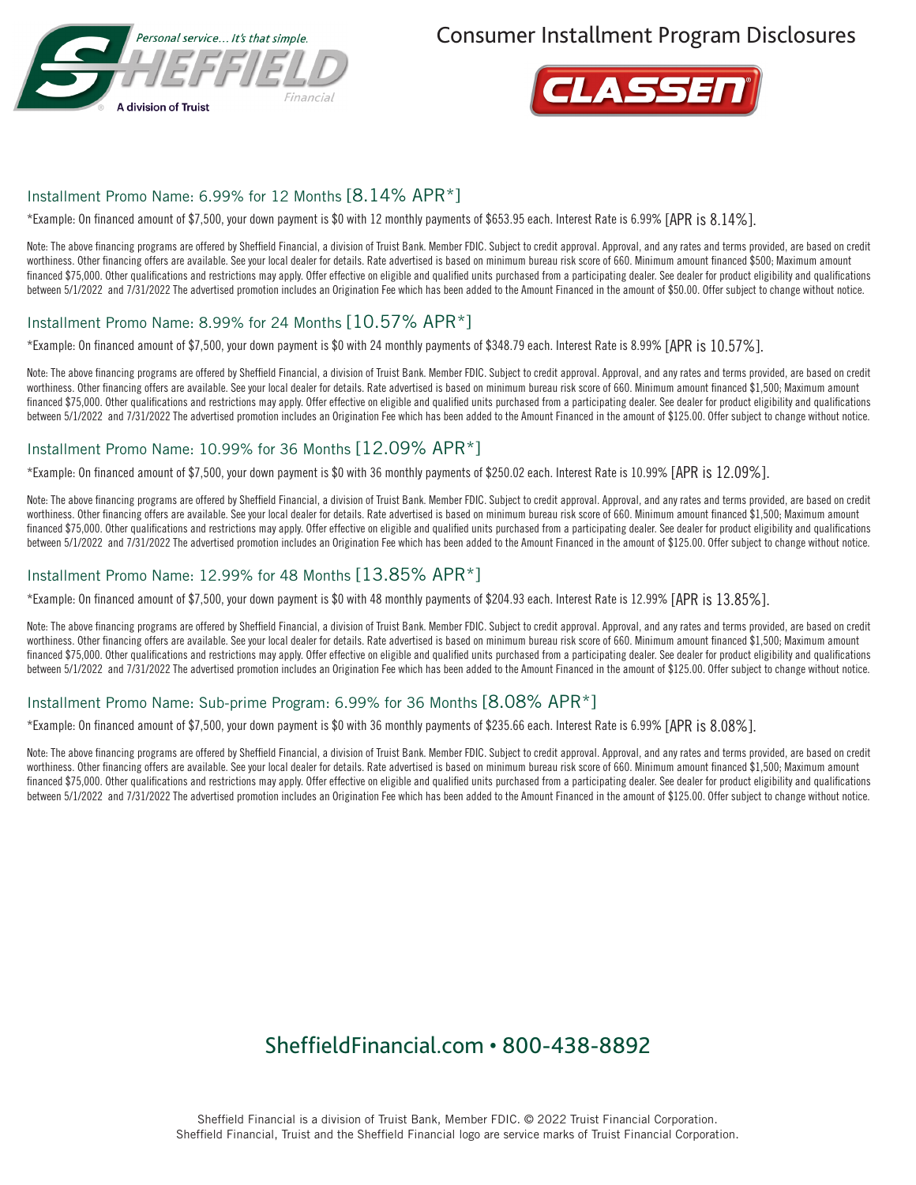Personal service... It's that simple.

SHEFFIELD Financial

A division of Truist

# Consumer Installment Program Disclosures

CLASSEN

## Installment Promo Name: 6.99% for 12 Months [8.14% APR*]

*Example: On financed amount of $7,500, your down payment is $0 with 12 monthly payments of $653.95 each. Interest Rate is 6.99% [APR is 8.14%].

Note: The above financing programs are offered by Sheffield Financial, a division of Truist Bank. Member FDIC. Subject to credit approval. Approval, and any rates and terms provided, are based on credit worthiness. Other financing offers are available. See your local dealer for details. Rate advertised is based on minimum bureau risk score of 660. Minimum amount financed $500; Maximum amount financed $75,000. Other qualifications and restrictions may apply. Offer effective on eligible and qualified units purchased from a participating dealer. See dealer for product eligibility and qualifications between 5/1/2022 and 7/31/2022 The advertised promotion includes an Origination Fee which has been added to the Amount Financed in the amount of $50.00. Offer subject to change without notice.

## Installment Promo Name: 8.99% for 24 Months [10.57% APR*]

*Example: On financed amount of $7,500, your down payment is $0 with 24 monthly payments of $348.79 each. Interest Rate is 8.99% [APR is 10.57%].

Note: The above financing programs are offered by Sheffield Financial, a division of Truist Bank. Member FDIC. Subject to credit approval. Approval, and any rates and terms provided, are based on credit worthiness. Other financing offers are available. See your local dealer for details. Rate advertised is based on minimum bureau risk score of 660. Minimum amount financed $1,500; Maximum amount financed $75,000. Other qualifications and restrictions may apply. Offer effective on eligible and qualified units purchased from a participating dealer. See dealer for product eligibility and qualifications between 5/1/2022 and 7/31/2022 The advertised promotion includes an Origination Fee which has been added to the Amount Financed in the amount of $125.00. Offer subject to change without notice.

## Installment Promo Name: 10.99% for 36 Months [12.09% APR*]

*Example: On financed amount of $7,500, your down payment is $0 with 36 monthly payments of $250.02 each. Interest Rate is 10.99% [APR is 12.09%].

Note: The above financing programs are offered by Sheffield Financial, a division of Truist Bank. Member FDIC. Subject to credit approval. Approval, and any rates and terms provided, are based on credit worthiness. Other financing offers are available. See your local dealer for details. Rate advertised is based on minimum bureau risk score of 660. Minimum amount financed $1,500; Maximum amount financed $75,000. Other qualifications and restrictions may apply. Offer effective on eligible and qualified units purchased from a participating dealer. See dealer for product eligibility and qualifications between 5/1/2022 and 7/31/2022 The advertised promotion includes an Origination Fee which has been added to the Amount Financed in the amount of $125.00. Offer subject to change without notice.

## Installment Promo Name: 12.99% for 48 Months [13.85% APR*]

*Example: On financed amount of $7,500, your down payment is $0 with 48 monthly payments of $204.93 each. Interest Rate is 12.99% [APR is 13.85%].

Note: The above financing programs are offered by Sheffield Financial, a division of Truist Bank. Member FDIC. Subject to credit approval. Approval, and any rates and terms provided, are based on credit worthiness. Other financing offers are available. See your local dealer for details. Rate advertised is based on minimum bureau risk score of 660. Minimum amount financed $1,500; Maximum amount financed $75,000. Other qualifications and restrictions may apply. Offer effective on eligible and qualified units purchased from a participating dealer. See dealer for product eligibility and qualifications between 5/1/2022 and 7/31/2022 The advertised promotion includes an Origination Fee which has been added to the Amount Financed in the amount of $125.00. Offer subject to change without notice.

## Installment Promo Name: Sub-prime Program: 6.99% for 36 Months [8.08% APR*]

*Example: On financed amount of $7,500, your down payment is $0 with 36 monthly payments of $235.66 each. Interest Rate is 6.99% [APR is 8.08%].

Note: The above financing programs are offered by Sheffield Financial, a division of Truist Bank. Member FDIC. Subject to credit approval. Approval, and any rates and terms provided, are based on credit worthiness. Other financing offers are available. See your local dealer for details. Rate advertised is based on minimum bureau risk score of 660. Minimum amount financed $1,500; Maximum amount financed $75,000. Other qualifications and restrictions may apply. Offer effective on eligible and qualified units purchased from a participating dealer. See dealer for product eligibility and qualifications between 5/1/2022 and 7/31/2022 The advertised promotion includes an Origination Fee which has been added to the Amount Financed in the amount of $125.00. Offer subject to change without notice.

SheffieldFinancial.com • 800-438-8892

Sheffield Financial is a division of Truist Bank, Member FDIC. © 2022 Truist Financial Corporation.
Sheffield Financial, Truist and the Sheffield Financial logo are service marks of Truist Financial Corporation.